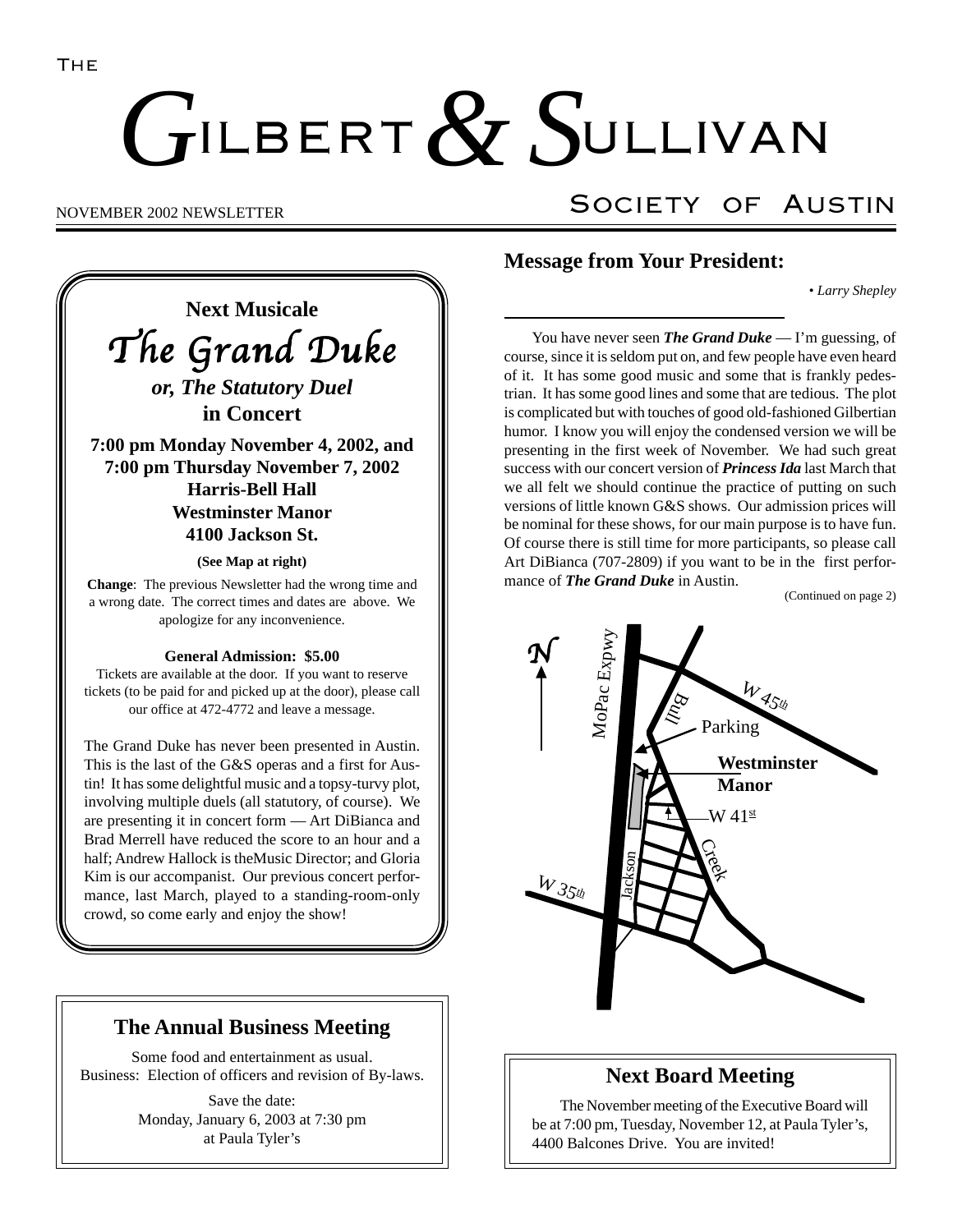The

# Gilbert & Sullivan Society of Austin

NOVEMBER 2002 NEWSLETTER

## Next Musicale

# *The Grand Duke*

### *or, The Statutory Duel*

### in Concert

**7:00 pm Monday November 4, 2002, and**
**7:00 pm Thursday November 7, 2002**
**Harris-Bell Hall**
**Westminster Manor**
**4100 Jackson St.**

**(See Map at right)**

**Change**: The previous Newsletter had the wrong time and a wrong date. The correct times and dates are above. We apologize for any inconvenience.

**General Admission: $5.00**

Tickets are available at the door. If you want to reserve tickets (to be paid for and picked up at the door), please call our office at 472-4772 and leave a message.

The Grand Duke has never been presented in Austin. This is the last of the G&S operas and a first for Austin! It has some delightful music and a topsy-turvy plot, involving multiple duels (all statutory, of course). We are presenting it in concert form — Art DiBianca and Brad Merrell have reduced the score to an hour and a half; Andrew Hallock is theMusic Director; and Gloria Kim is our accompanist. Our previous concert performance, last March, played to a standing-room-only crowd, so come early and enjoy the show!

## The Annual Business Meeting

Some food and entertainment as usual.
Business: Election of officers and revision of By-laws.

Save the date:
Monday, January 6, 2003 at 7:30 pm
at Paula Tyler's

## Message from Your President:

*• Larry Shepley*

You have never seen ***The Grand Duke*** — I'm guessing, of course, since it is seldom put on, and few people have even heard of it. It has some good music and some that is frankly pedestrian. It has some good lines and some that are tedious. The plot is complicated but with touches of good old-fashioned Gilbertian humor. I know you will enjoy the condensed version we will be presenting in the first week of November. We had such great success with our concert version of ***Princess Ida*** last March that we all felt we should continue the practice of putting on such versions of little known G&S shows. Our admission prices will be nominal for these shows, for our main purpose is to have fun. Of course there is still time for more participants, so please call Art DiBianca (707-2809) if you want to be in the first performance of ***The Grand Duke*** in Austin.

(Continued on page 2)

N — MoPac Expwy — Bull — W 45th — Parking — **Westminster Manor** — W 41st — Creek — Jackson — W 35th

## Next Board Meeting

The November meeting of the Executive Board will be at 7:00 pm, Tuesday, November 12, at Paula Tyler's, 4400 Balcones Drive. You are invited!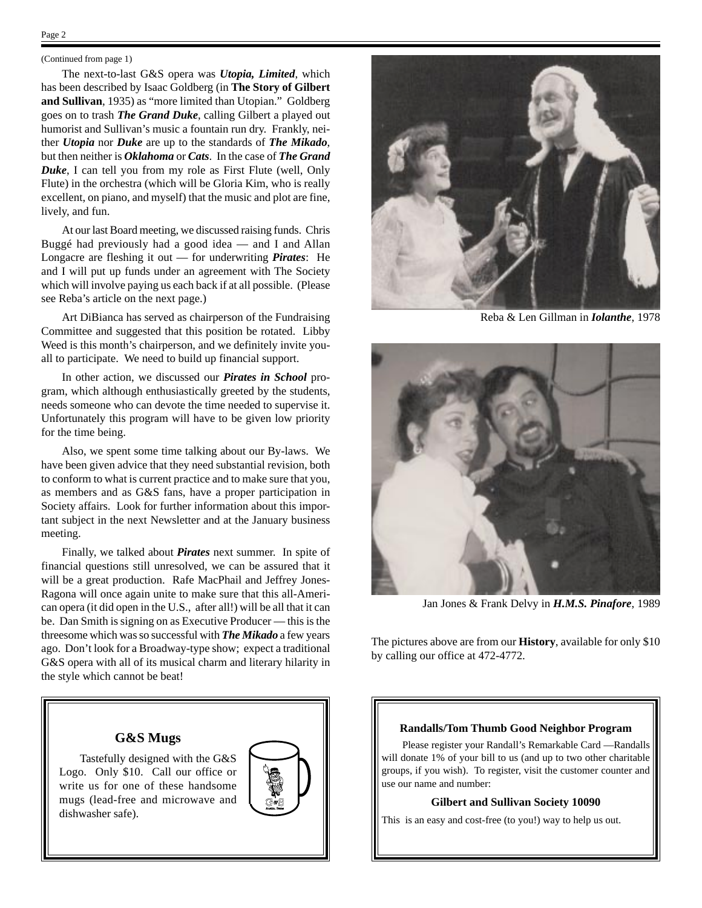(Continued from page 1)

The next-to-last G&S opera was ***Utopia, Limited***, which has been described by Isaac Goldberg (in **The Story of Gilbert and Sullivan**, 1935) as "more limited than Utopian." Goldberg goes on to trash ***The Grand Duke***, calling Gilbert a played out humorist and Sullivan's music a fountain run dry. Frankly, neither ***Utopia*** nor ***Duke*** are up to the standards of ***The Mikado***, but then neither is ***Oklahoma*** or ***Cats***. In the case of ***The Grand Duke***, I can tell you from my role as First Flute (well, Only Flute) in the orchestra (which will be Gloria Kim, who is really excellent, on piano, and myself) that the music and plot are fine, lively, and fun.

At our last Board meeting, we discussed raising funds. Chris Buggé had previously had a good idea — and I and Allan Longacre are fleshing it out — for underwriting ***Pirates***: He and I will put up funds under an agreement with The Society which will involve paying us each back if at all possible. (Please see Reba's article on the next page.)

Art DiBianca has served as chairperson of the Fundraising Committee and suggested that this position be rotated. Libby Weed is this month's chairperson, and we definitely invite you-all to participate. We need to build up financial support.

In other action, we discussed our ***Pirates in School*** program, which although enthusiastically greeted by the students, needs someone who can devote the time needed to supervise it. Unfortunately this program will have to be given low priority for the time being.

Also, we spent some time talking about our By-laws. We have been given advice that they need substantial revision, both to conform to what is current practice and to make sure that you, as members and as G&S fans, have a proper participation in Society affairs. Look for further information about this important subject in the next Newsletter and at the January business meeting.

Finally, we talked about ***Pirates*** next summer. In spite of financial questions still unresolved, we can be assured that it will be a great production. Rafe MacPhail and Jeffrey Jones-Ragona will once again unite to make sure that this all-American opera (it did open in the U.S., after all!) will be all that it can be. Dan Smith is signing on as Executive Producer — this is the threesome which was so successful with ***The Mikado*** a few years ago. Don't look for a Broadway-type show; expect a traditional G&S opera with all of its musical charm and literary hilarity in the style which cannot be beat!

Reba & Len Gillman in ***Iolanthe***, 1978

Jan Jones & Frank Delvy in ***H.M.S. Pinafore***, 1989

The pictures above are from our **History**, available for only $10 by calling our office at 472-4772.

### G&S Mugs

Tastefully designed with the G&S Logo. Only $10. Call our office or write us for one of these handsome mugs (lead-free and microwave and dishwasher safe).

### Randalls/Tom Thumb Good Neighbor Program

Please register your Randall's Remarkable Card —Randalls will donate 1% of your bill to us (and up to two other charitable groups, if you wish). To register, visit the customer counter and use our name and number:

**Gilbert and Sullivan Society 10090**

This is an easy and cost-free (to you!) way to help us out.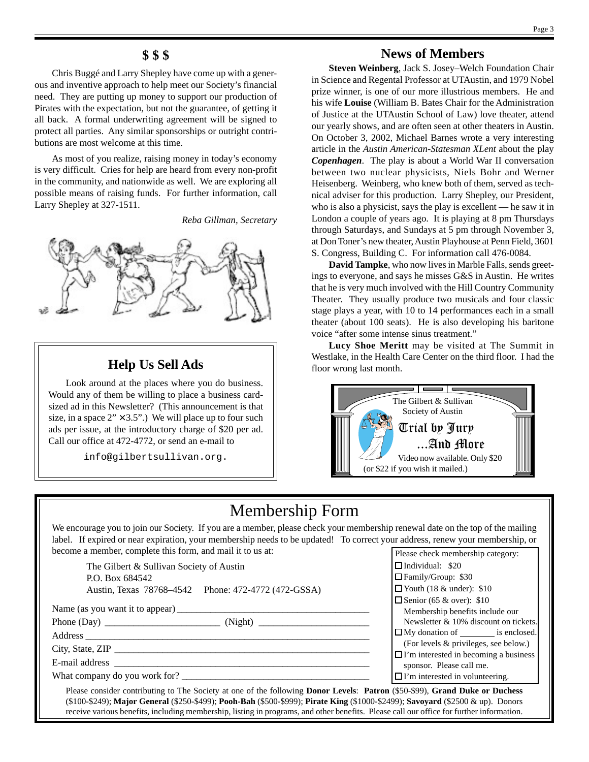## $ $ $

Chris Buggé and Larry Shepley have come up with a generous and inventive approach to help meet our Society's financial need. They are putting up money to support our production of Pirates with the expectation, but not the guarantee, of getting it all back. A formal underwriting agreement will be signed to protect all parties. Any similar sponsorships or outright contributions are most welcome at this time.

As most of you realize, raising money in today's economy is very difficult. Cries for help are heard from every non-profit in the community, and nationwide as well. We are exploring all possible means of raising funds. For further information, call Larry Shepley at 327-1511.

*Reba Gillman, Secretary*

## Help Us Sell Ads

Look around at the places where you do business. Would any of them be willing to place a business card-sized ad in this Newsletter? (This announcement is that size, in a space 2" × 3.5".) We will place up to four such ads per issue, at the introductory charge of $20 per ad. Call our office at 472-4772, or send an e-mail to

info@gilbertsullivan.org.

## News of Members

**Steven Weinberg**, Jack S. Josey–Welch Foundation Chair in Science and Regental Professor at UTAustin, and 1979 Nobel prize winner, is one of our more illustrious members. He and his wife **Louise** (William B. Bates Chair for the Administration of Justice at the UTAustin School of Law) love theater, attend our yearly shows, and are often seen at other theaters in Austin. On October 3, 2002, Michael Barnes wrote a very interesting article in the *Austin American-Statesman XLent* about the play ***Copenhagen***. The play is about a World War II conversation between two nuclear physicists, Niels Bohr and Werner Heisenberg. Weinberg, who knew both of them, served as technical adviser for this production. Larry Shepley, our President, who is also a physicist, says the play is excellent — he saw it in London a couple of years ago. It is playing at 8 pm Thursdays through Saturdays, and Sundays at 5 pm through November 3, at Don Toner's new theater, Austin Playhouse at Penn Field, 3601 S. Congress, Building C. For information call 476-0084.

**David Tampke**, who now lives in Marble Falls, sends greetings to everyone, and says he misses G&S in Austin. He writes that he is very much involved with the Hill Country Community Theater. They usually produce two musicals and four classic stage plays a year, with 10 to 14 performances each in a small theater (about 100 seats). He is also developing his baritone voice "after some intense sinus treatment."

**Lucy Shoe Meritt** may be visited at The Summit in Westlake, in the Health Care Center on the third floor. I had the floor wrong last month.

The Gilbert & Sullivan Society of Austin

**Trial by Jury ...And More**

Video now available. Only $20 (or $22 if you wish it mailed.)

# Membership Form

We encourage you to join our Society. If you are a member, please check your membership renewal date on the top of the mailing label. If expired or near expiration, your membership needs to be updated! To correct your address, renew your membership, or become a member, complete this form, and mail it to us at:

The Gilbert & Sullivan Society of Austin
P.O. Box 684542
Austin, Texas 78768–4542 Phone: 472-4772 (472-GSSA)

Name (as you want it to appear) ______________________

Phone (Day) ______________ (Night) ______________

Address ______________________

City, State, ZIP ______________________

E-mail address ______________________

What company do you work for? ______________________

Please check membership category:

- ☐ Individual: $20
- ☐ Family/Group: $30
- ☐ Youth (18 & under): $10
- ☐ Senior (65 & over): $10

Membership benefits include our Newsletter & 10% discount on tickets.

- ☐ My donation of ________ is enclosed. (For levels & privileges, see below.)
- ☐ I'm interested in becoming a business sponsor. Please call me.
- ☐ I'm interested in volunteering.

Please consider contributing to The Society at one of the following **Donor Levels**: **Patron** ($50-$99), **Grand Duke or Duchess** ($100-$249); **Major General** ($250-$499); **Pooh-Bah** ($500-$999); **Pirate King** ($1000-$2499); **Savoyard** ($2500 & up). Donors receive various benefits, including membership, listing in programs, and other benefits. Please call our office for further information.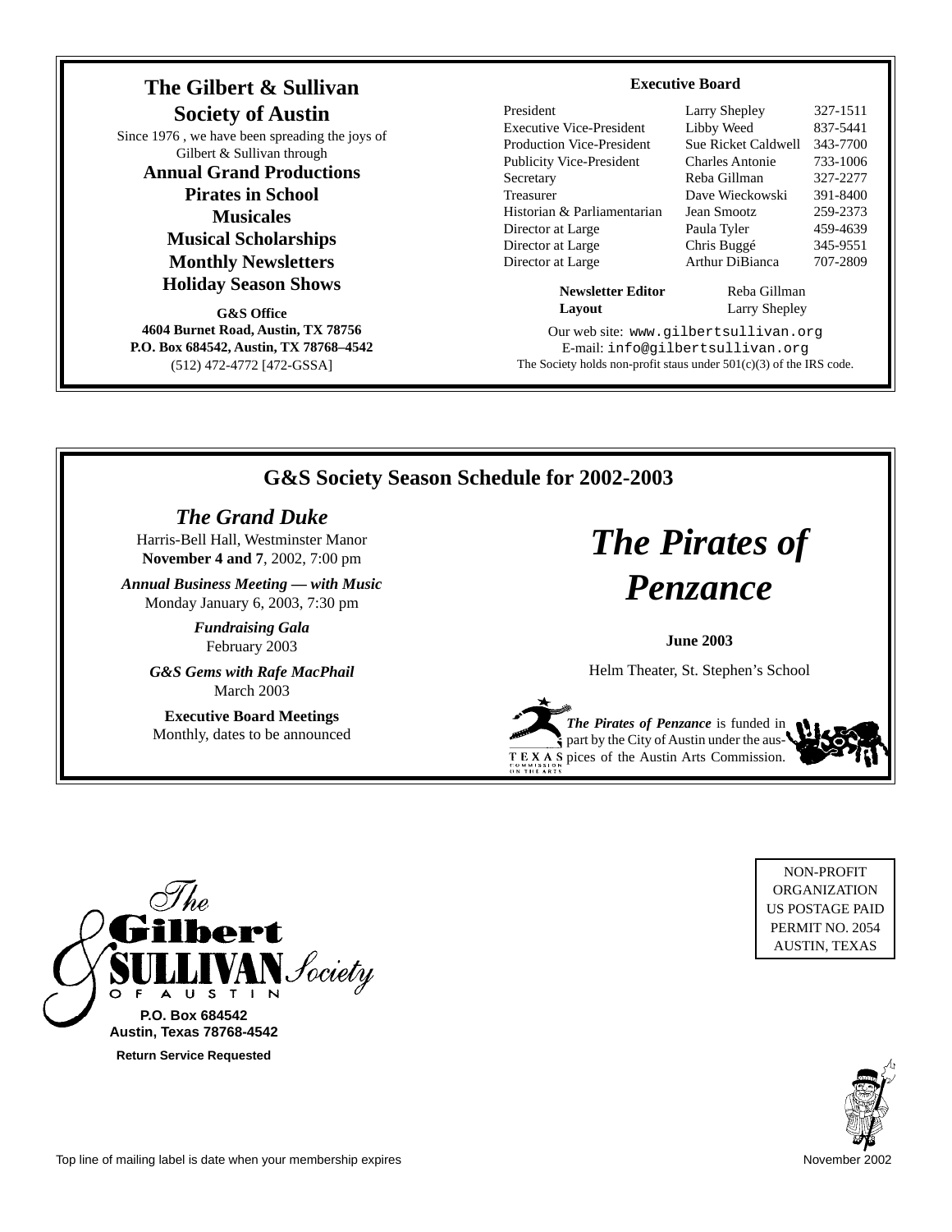## The Gilbert & Sullivan Society of Austin

Since 1976 , we have been spreading the joys of Gilbert & Sullivan through

**Annual Grand Productions**
**Pirates in School**
**Musicales**
**Musical Scholarships**
**Monthly Newsletters**
**Holiday Season Shows**

**G&S Office**
**4604 Burnet Road, Austin, TX 78756**
**P.O. Box 684542, Austin, TX 78768–4542**
(512) 472-4772 [472-GSSA]

### Executive Board

| | | |
|---|---|---|
| President | Larry Shepley | 327-1511 |
| Executive Vice-President | Libby Weed | 837-5441 |
| Production Vice-President | Sue Ricket Caldwell | 343-7700 |
| Publicity Vice-President | Charles Antonie | 733-1006 |
| Secretary | Reba Gillman | 327-2277 |
| Treasurer | Dave Wieckowski | 391-8400 |
| Historian & Parliamentarian | Jean Smootz | 259-2373 |
| Director at Large | Paula Tyler | 459-4639 |
| Director at Large | Chris Buggé | 345-9551 |
| Director at Large | Arthur DiBianca | 707-2809 |

**Newsletter Editor** Reba Gillman
**Layout** Larry Shepley

Our web site: `www.gilbertsullivan.org`
E-mail: `info@gilbertsullivan.org`
The Society holds non-profit staus under 501(c)(3) of the IRS code.

## G&S Society Season Schedule for 2002-2003

***The Grand Duke***
Harris-Bell Hall, Westminster Manor
**November 4 and 7**, 2002, 7:00 pm

***Annual Business Meeting — with Music***
Monday January 6, 2003, 7:30 pm

***Fundraising Gala***
February 2003

***G&S Gems with Rafe MacPhail***
March 2003

**Executive Board Meetings**
Monthly, dates to be announced

# *The Pirates of Penzance*

**June 2003**

Helm Theater, St. Stephen’s School

***The Pirates of Penzance*** is funded in part by the City of Austin under the auspices of the Austin Arts Commission.

TEXAS COMMISSION ON THE ARTS

The Gilbert & Sullivan Society of Austin
**P.O. Box 684542**
**Austin, Texas 78768-4542**

**Return Service Requested**

NON-PROFIT ORGANIZATION
US POSTAGE PAID
PERMIT NO. 2054
AUSTIN, TEXAS

Top line of mailing label is date when your membership expires

November 2002